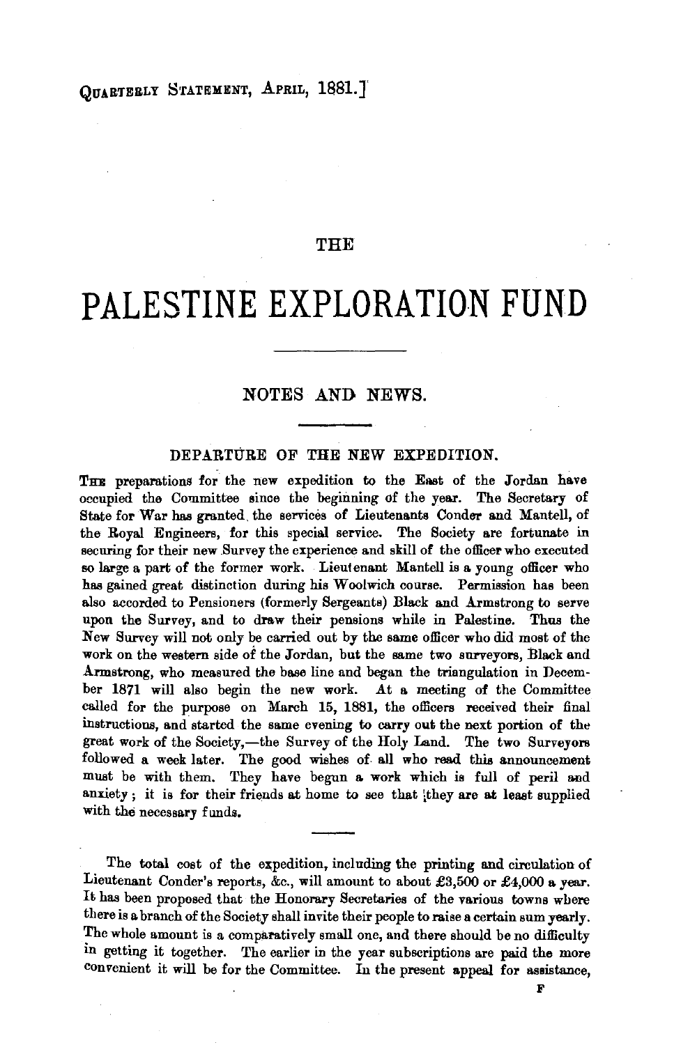# THE PALESTINE EXPLORATION FUND

## NOTES AND NEWS.

### DEPARTURE OF THE NEW EXPEDITION.

THE preparations for the new expedition to the East of the Jordan have occupied the Committee since the beginning of the year. The Secretary of State for War has granted the services of Lieutenants Conder and Mantell, of the Royal Engineers, for this special service. The Society are fortunate in securing for their new Survey the experience and skill of the officer who executed so large a part of the former work. Lieutenant Mantell is a young officer who has gained great distinction during his Woolwich course. Permission has been also accorded to Pensioners (formerly Sergeants) Black and Armstrong to serve upon the Survey, and to draw their pensions while in Palestine. Thus the New Survey will not only be carried out by the same officer who did most of the work on the western side of the Jordan, but the same two surveyors, Black and Armstrong, who measured the base line and began the triangulation in December 1871 will also begin the new work. At a meeting of the Committee called for the purpose on March 15, 1881, the officers received their final instructions, and started the same evening to carry out the next portion of the great work of the Society,—the Survey of the Holy Land. The two Surveyors followed a week later. The good wishes of all who read this announcement must be with them. They have begun a work which is full of peril and anxiety; it is for their friends at home to see that they are at least supplied with the necessary funds.

The total cost of the expedition, including the printing and circulation of Lieutenant Conder's reports, &c., will amount to about £3,500 or £4,000 a year. It has been proposed that the Honorary Secretaries of the various towns where there is a branch of the Society shall invite their people to raise a certain sum yearly. The whole amount is a comparatively small one, and there should be no difficulty in getting it together. The earlier in the year subscriptions are paid the more convenient it will be for the Committee. In the present appeal for assistance,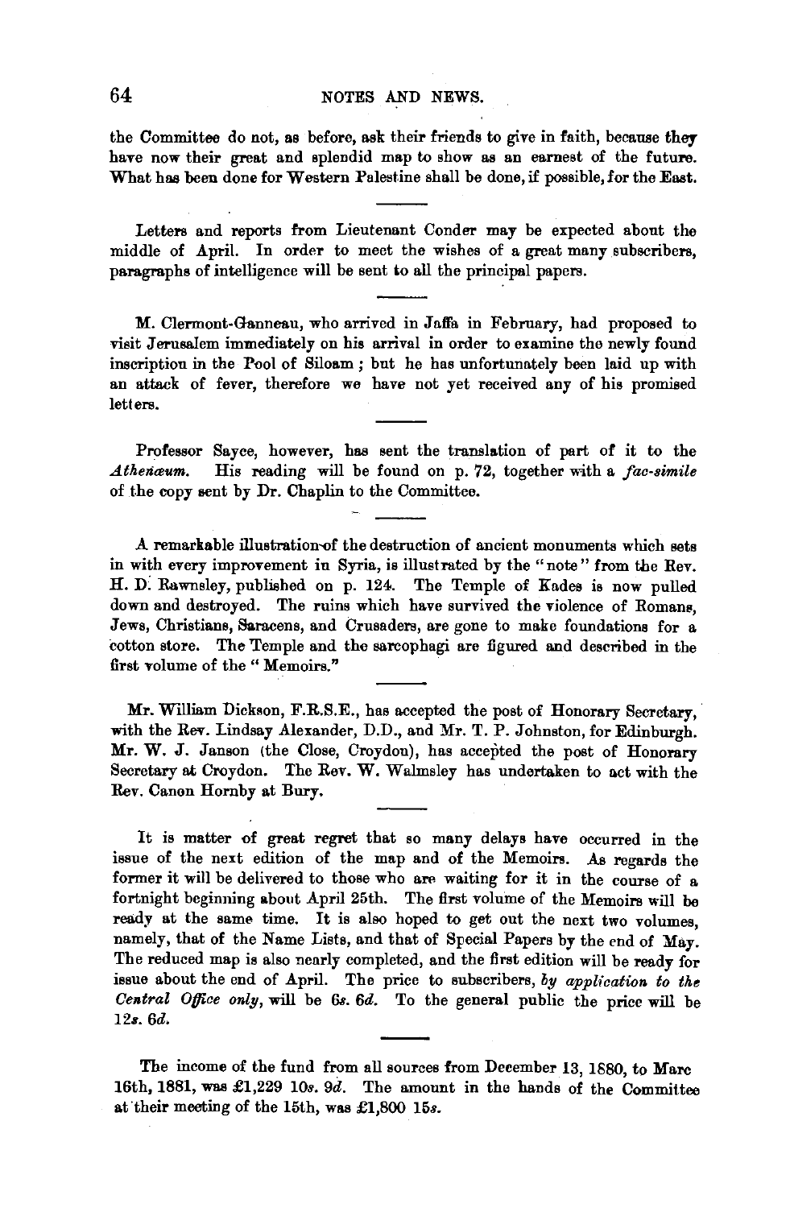the Committee do not, as before, ask their friends to give in faith, because they have now their great and splendid map to show as an earnest of the future. What has been done for Western Palestine shall be done, if possible, for the East.

---

Letters and reports from Lieutenant Conder may be expected about the middle of April. In order to meet the wishes of a great many subscribers, paragraphs of intelligence will be sent to all the principal papers.

---

M. Clermont-Ganneau, who arrived in Jaffa in February, had proposed to visit Jerusalem immediately on his arrival in order to examine the newly found inscription in the Pool of Siloam; but he has unfortunately been laid up with an attack of fever, therefore we have not yet received any of his promised letters.

---

Professor Sayce, however, has sent the translation of part of it to the *Athenæum*. His reading will be found on p. 72, together with a *fac-simile* of the copy sent by Dr. Chaplin to the Committee.

---

A remarkable illustration of the destruction of ancient monuments which sets in with every improvement in Syria, is illustrated by the "note" from the Rev. H. D. Rawnsley, published on p. 124. The Temple of Kades is now pulled down and destroyed. The ruins which have survived the violence of Romans, Jews, Christians, Saracens, and Crusaders, are gone to make foundations for a cotton store. The Temple and the sarcophagi are figured and described in the first volume of the "Memoirs."

---

Mr. William Dickson, F.R.S.E., has accepted the post of Honorary Secretary, with the Rev. Lindsay Alexander, D.D., and Mr. T. P. Johnston, for Edinburgh. Mr. W. J. Janson (the Close, Croydon), has accepted the post of Honorary Secretary at Croydon. The Rev. W. Walmsley has undertaken to act with the Rev. Canon Hornby at Bury.

---

It is matter of great regret that so many delays have occurred in the issue of the next edition of the map and of the Memoirs. As regards the former it will be delivered to those who are waiting for it in the course of a fortnight beginning about April 25th. The first volume of the Memoirs will be ready at the same time. It is also hoped to get out the next two volumes, namely, that of the Name Lists, and that of Special Papers by the end of May. The reduced map is also nearly completed, and the first edition will be ready for issue about the end of April. The price to subscribers, *by application to the Central Office only*, will be 6*s*. 6*d*. To the general public the price will be 12*s*. 6*d*.

---

The income of the fund from all sources from December 13, 1880, to Marc 16th, 1881, was £1,229 10*s*. 9*d*. The amount in the hands of the Committee at their meeting of the 15th, was £1,800 15*s*.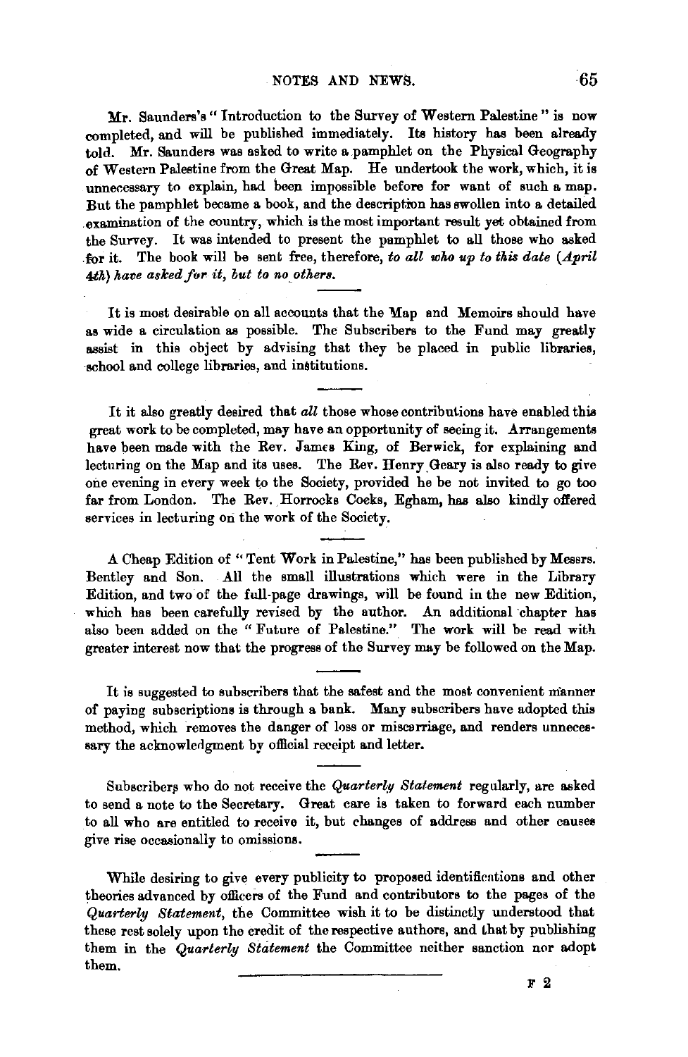Mr. Saunders's "Introduction to the Survey of Western Palestine" is now completed, and will be published immediately. Its history has been already told. Mr. Saunders was asked to write a pamphlet on the Physical Geography of Western Palestine from the Great Map. He undertook the work, which, it is unnecessary to explain, had been impossible before for want of such a map. But the pamphlet became a book, and the description has swollen into a detailed examination of the country, which is the most important result yet obtained from the Survey. It was intended to present the pamphlet to all those who asked for it. The book will be sent free, therefore, *to all who up to this date (April 4th) have asked for it, but to no others.*

---

It is most desirable on all accounts that the Map and Memoirs should have as wide a circulation as possible. The Subscribers to the Fund may greatly assist in this object by advising that they be placed in public libraries, school and college libraries, and institutions.

---

It it also greatly desired that *all* those whose contributions have enabled this great work to be completed, may have an opportunity of seeing it. Arrangements have been made with the Rev. James King, of Berwick, for explaining and lecturing on the Map and its uses. The Rev. Henry Geary is also ready to give one evening in every week to the Society, provided he be not invited to go too far from London. The Rev. Horrocks Cocks, Egham, has also kindly offered services in lecturing on the work of the Society.

---

A Cheap Edition of "Tent Work in Palestine," has been published by Messrs. Bentley and Son. All the small illustrations which were in the Library Edition, and two of the full-page drawings, will be found in the new Edition, which has been carefully revised by the author. An additional chapter has also been added on the "Future of Palestine." The work will be read with greater interest now that the progress of the Survey may be followed on the Map.

---

It is suggested to subscribers that the safest and the most convenient manner of paying subscriptions is through a bank. Many subscribers have adopted this method, which removes the danger of loss or miscarriage, and renders unnecessary the acknowledgment by official receipt and letter.

---

Subscribers who do not receive the *Quarterly Statement* regularly, are asked to send a note to the Secretary. Great care is taken to forward each number to all who are entitled to receive it, but changes of address and other causes give rise occasionally to omissions.

---

While desiring to give every publicity to proposed identifications and other theories advanced by officers of the Fund and contributors to the pages of the *Quarterly Statement*, the Committee wish it to be distinctly understood that these rest solely upon the credit of the respective authors, and that by publishing them in the *Quarterly Statement* the Committee neither sanction nor adopt them.

---

F 2